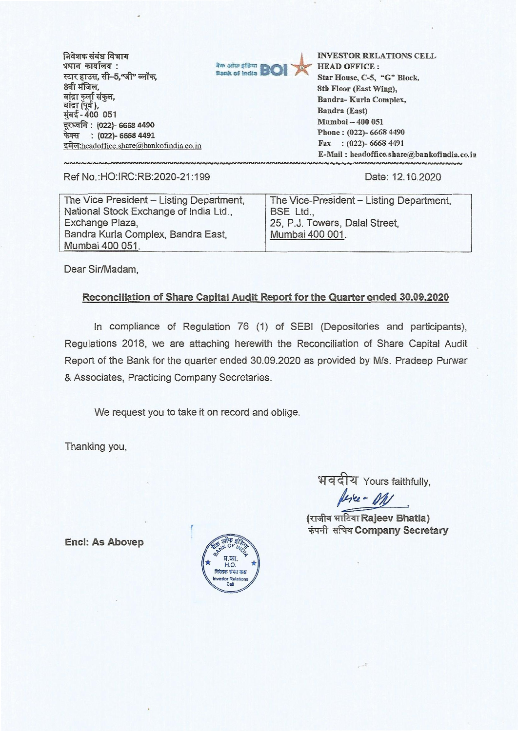निवेशक संबंध विभाग
प्रधान कार्यालय :
स्टार हाउस, सी–5,"जी" ब्लॉक,
8वी मंजिल,
बांद्रा कुर्ला संकुल,
बांद्रा (पूर्व),
मुंबई - 400 051
दूरध्वनि : (022)- 6668 4490
फेक्स : (022)- 6668 4491
इमेल:headoffice.share@bankofindia.co.in

बैंक ऑफ इंडिया Bank of India BOI

INVESTOR RELATIONS CELL
HEAD OFFICE :
Star House, C-5, "G" Block,
8th Floor (East Wing),
Bandra- Kurla Complex,
Bandra (East)
Mumbai – 400 051
Phone : (022)- 6668 4490
Fax : (022)- 6668 4491
E-Mail : headoffice.share@bankofindia.co.in

Ref No.:HO:IRC:RB:2020-21:199

Date: 12.10.2020

| The Vice President – Listing Department, National Stock Exchange of India Ltd., Exchange Plaza, Bandra Kurla Complex, Bandra East, Mumbai 400 051. | The Vice-President – Listing Department, BSE Ltd., 25, P.J. Towers, Dalal Street, Mumbai 400 001. |
|---|---|

Dear Sir/Madam,

**Reconciliation of Share Capital Audit Report for the Quarter ended 30.09.2020**

In compliance of Regulation 76 (1) of SEBI (Depositories and participants), Regulations 2018, we are attaching herewith the Reconciliation of Share Capital Audit Report of the Bank for the quarter ended 30.09.2020 as provided by M/s. Pradeep Purwar & Associates, Practicing Company Secretaries.

We request you to take it on record and oblige.

Thanking you,

भवदीय Yours faithfully,

(राजीव भाटिया **Rajeev Bhatia**)
कंपनी सचिव **Company Secretary**

**Encl: As Abovep**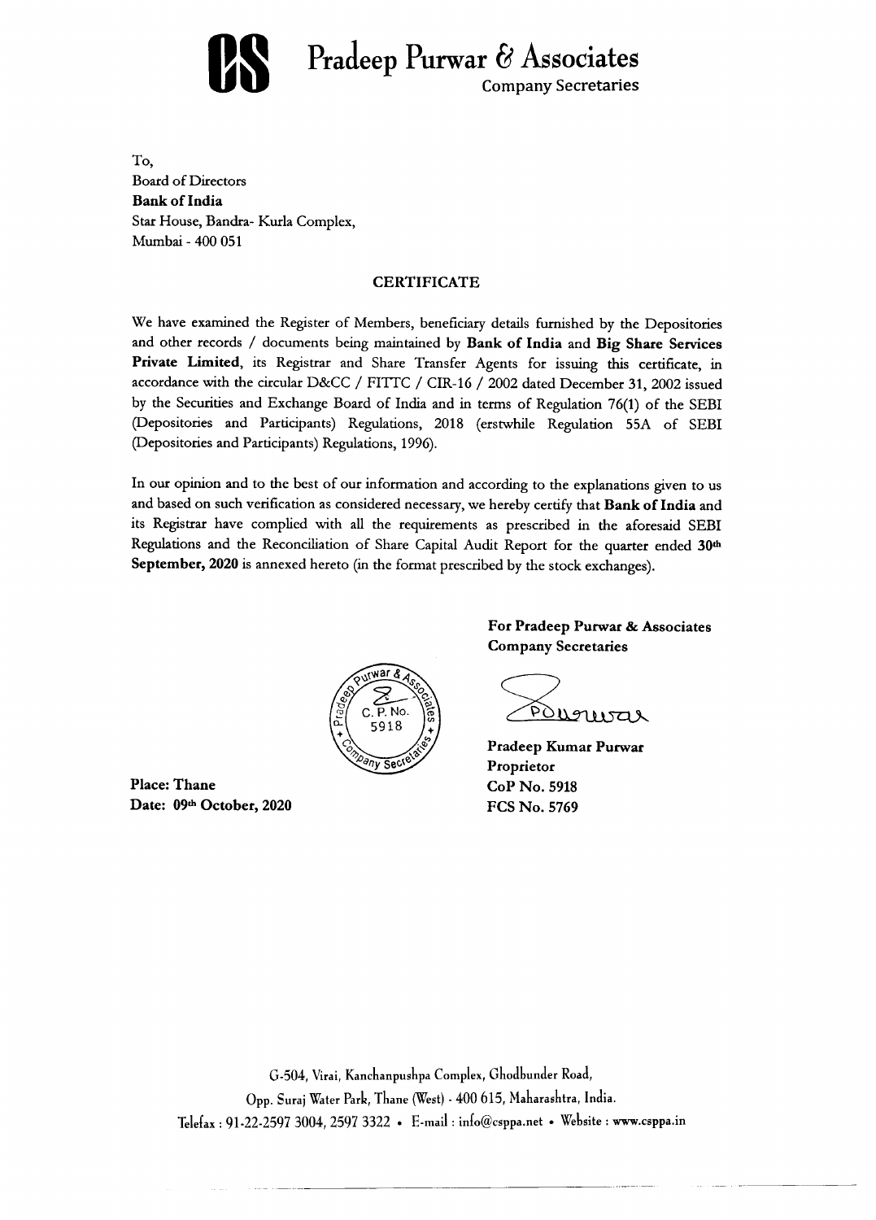# Pradeep Purwar & Associates

Company Secretaries

To,
Board of Directors
**Bank of India**
Star House, Bandra- Kurla Complex,
Mumbai - 400 051

## CERTIFICATE

We have examined the Register of Members, beneficiary details furnished by the Depositories and other records / documents being maintained by **Bank of India** and **Big Share Services Private Limited**, its Registrar and Share Transfer Agents for issuing this certificate, in accordance with the circular D&CC / FITTC / CIR-16 / 2002 dated December 31, 2002 issued by the Securities and Exchange Board of India and in terms of Regulation 76(1) of the SEBI (Depositories and Participants) Regulations, 2018 (erstwhile Regulation 55A of SEBI (Depositories and Participants) Regulations, 1996).

In our opinion and to the best of our information and according to the explanations given to us and based on such verification as considered necessary, we hereby certify that **Bank of India** and its Registrar have complied with all the requirements as prescribed in the aforesaid SEBI Regulations and the Reconciliation of Share Capital Audit Report for the quarter ended **30th September, 2020** is annexed hereto (in the format prescribed by the stock exchanges).

**For Pradeep Purwar & Associates**
**Company Secretaries**

Pradeep Purwar & Associates, C. P. No. 5918, Company Secretaries

**Pradeep Kumar Purwar**
**Proprietor**
**CoP No. 5918**
**FCS No. 5769**

**Place: Thane**
**Date: 09th October, 2020**

G-504, Virai, Kanchanpushpa Complex, Ghodbunder Road,
Opp. Suraj Water Park, Thane (West) - 400 615, Maharashtra, India.
Telefax : 91-22-2597 3004, 2597 3322 • E-mail : info@csppa.net • Website : www.csppa.in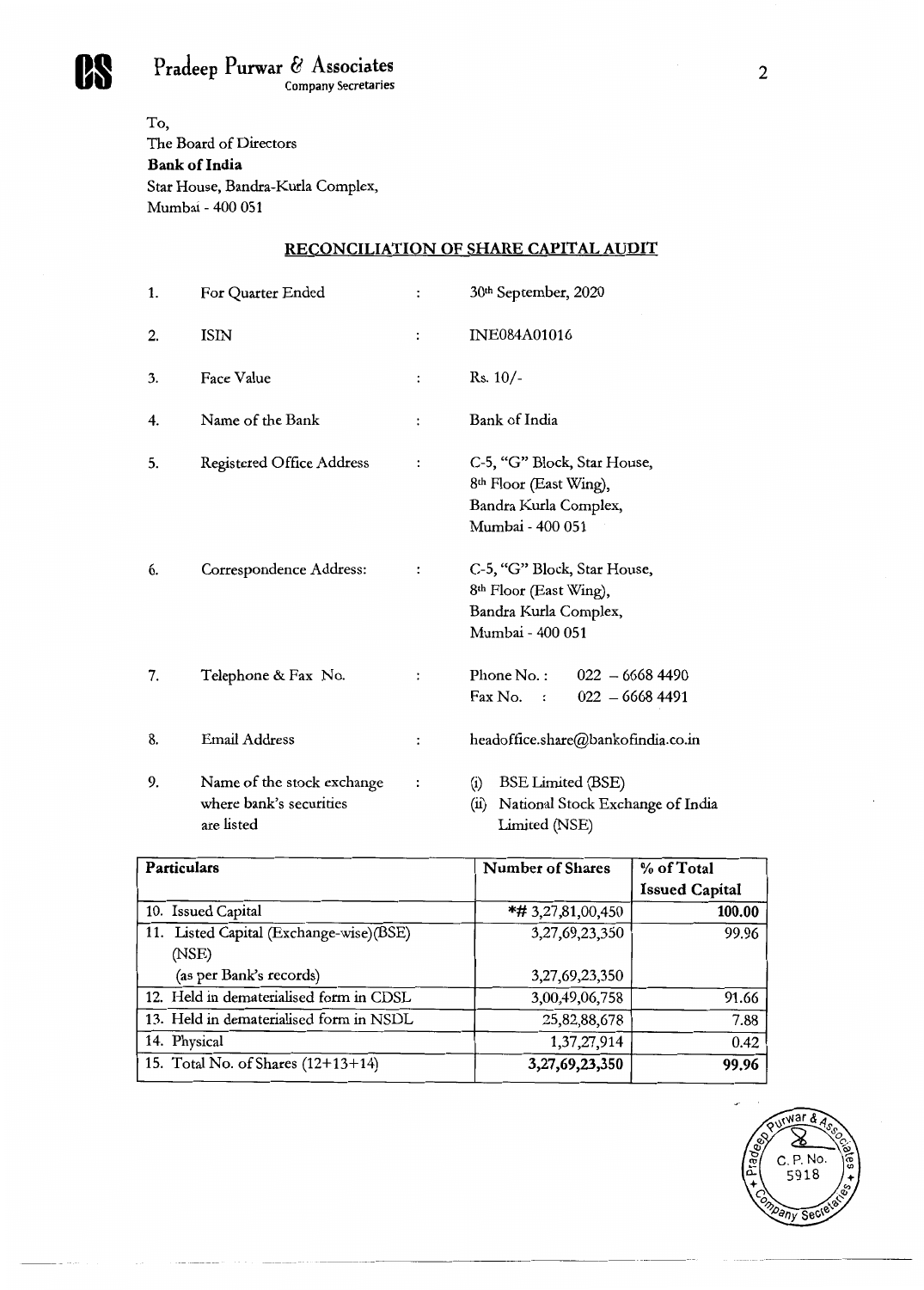**Pradeep Purwar & Associates**
Company Secretaries

To,
The Board of Directors
**Bank of India**
Star House, Bandra-Kurla Complex,
Mumbai - 400 051

## RECONCILIATION OF SHARE CAPITAL AUDIT

| | | | |
|---|---|---|---|
| 1. | For Quarter Ended | : | 30th September, 2020 |
| 2. | ISIN | : | INE084A01016 |
| 3. | Face Value | : | Rs. 10/- |
| 4. | Name of the Bank | : | Bank of India |
| 5. | Registered Office Address | : | C-5, "G" Block, Star House, 8th Floor (East Wing), Bandra Kurla Complex, Mumbai - 400 051 |
| 6. | Correspondence Address: | : | C-5, "G" Block, Star House, 8th Floor (East Wing), Bandra Kurla Complex, Mumbai - 400 051 |
| 7. | Telephone & Fax No. | : | Phone No.: 022 – 6668 4490<br>Fax No. : 022 – 6668 4491 |
| 8. | Email Address | : | headoffice.share@bankofindia.co.in |
| 9. | Name of the stock exchange where bank's securities are listed | : | (i) BSE Limited (BSE)<br>(ii) National Stock Exchange of India Limited (NSE) |

| Particulars | Number of Shares | % of Total Issued Capital |
|---|---|---|
| 10. Issued Capital | *# 3,27,81,00,450 | **100.00** |
| 11. Listed Capital (Exchange-wise)(BSE) (NSE) | 3,27,69,23,350 | 99.96 |
| (as per Bank's records) | 3,27,69,23,350 | |
| 12. Held in dematerialised form in CDSL | 3,00,49,06,758 | 91.66 |
| 13. Held in dematerialised form in NSDL | 25,82,88,678 | 7.88 |
| 14. Physical | 1,37,27,914 | 0.42 |
| 15. Total No. of Shares (12+13+14) | **3,27,69,23,350** | **99.96** |

Pradeep Purwar & Associates, Company Secretaries, C. P. No. 5918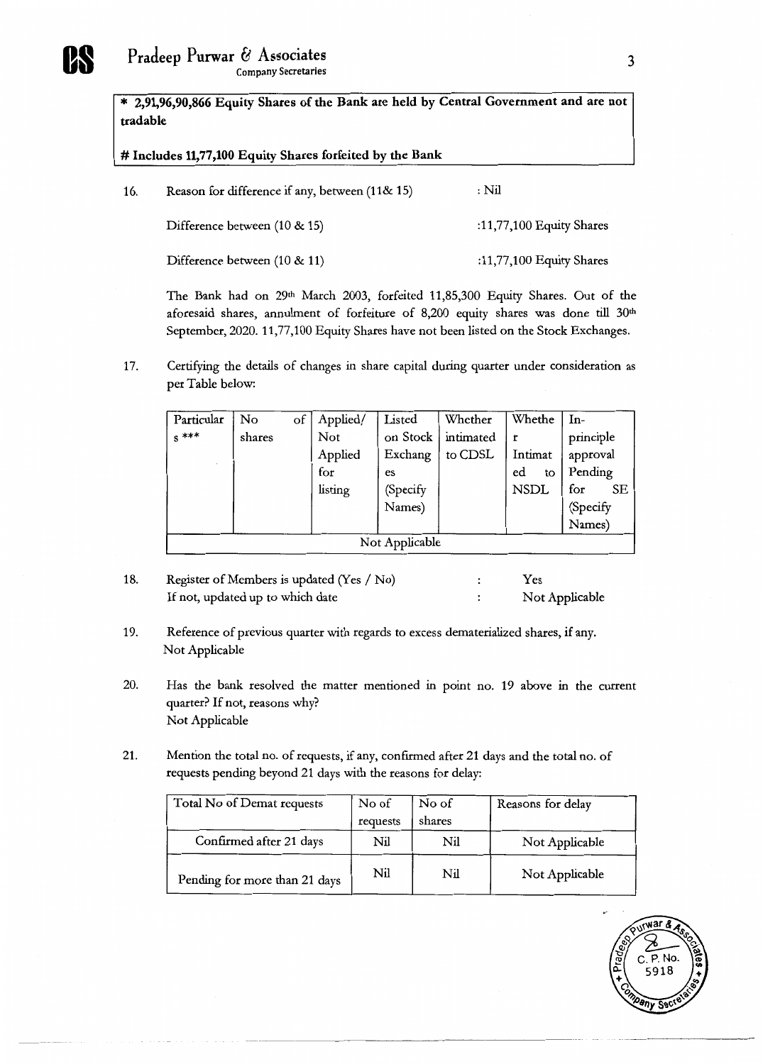**\* 2,91,96,90,866 Equity Shares of the Bank are held by Central Government and are not tradable**

**# Includes 11,77,100 Equity Shares forfeited by the Bank**

16. Reason for difference if any, between (11& 15) : Nil

    Difference between (10 & 15) :11,77,100 Equity Shares

    Difference between (10 & 11) :11,77,100 Equity Shares

    The Bank had on 29th March 2003, forfeited 11,85,300 Equity Shares. Out of the aforesaid shares, annulment of forfeiture of 8,200 equity shares was done till 30th September, 2020. 11,77,100 Equity Shares have not been listed on the Stock Exchanges.

17. Certifying the details of changes in share capital during quarter under consideration as per Table below:

| Particulars *** | No of shares | Applied/ Not Applied for listing | Listed on Stock Exchanges (Specify Names) | Whether intimated to CDSL | Whether Intimated to NSDL | In-principle approval Pending for SE (Specify Names) |
|---|---|---|---|---|---|---|
| Not Applicable | | | | | | |

18. Register of Members is updated (Yes / No) : Yes

    If not, updated up to which date : Not Applicable

19. Reference of previous quarter with regards to excess dematerialized shares, if any.

    Not Applicable

20. Has the bank resolved the matter mentioned in point no. 19 above in the current quarter? If not, reasons why?

    Not Applicable

21. Mention the total no. of requests, if any, confirmed after 21 days and the total no. of requests pending beyond 21 days with the reasons for delay:

| Total No of Demat requests | No of requests | No of shares | Reasons for delay |
|---|---|---|---|
| Confirmed after 21 days | Nil | Nil | Not Applicable |
| Pending for more than 21 days | Nil | Nil | Not Applicable |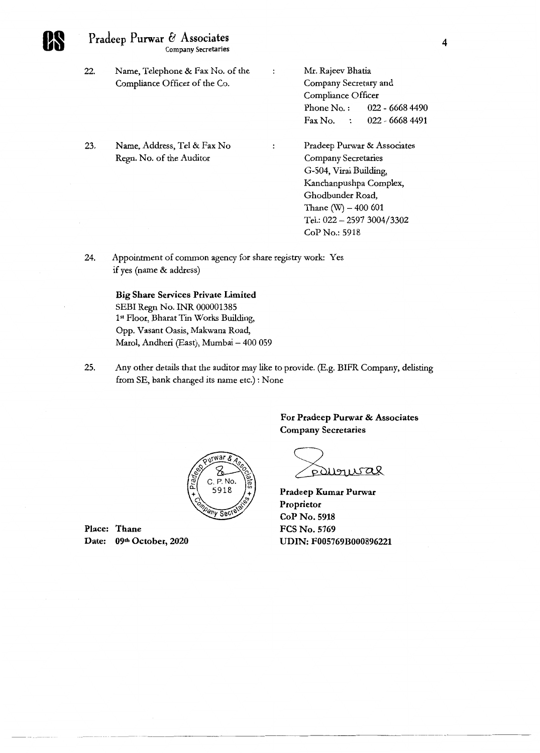| | | | |
|---|---|---|---|
| 22. | Name, Telephone & Fax No. of the Compliance Officer of the Co. | : | Mr. Rajeev Bhatia<br>Company Secretary and Compliance Officer<br>Phone No. : 022 - 6668 4490<br>Fax No. : 022 - 6668 4491 |
| 23. | Name, Address, Tel & Fax No Regn. No. of the Auditor | : | Pradeep Purwar & Associates<br>Company Secretaries<br>G-504, Virai Building,<br>Kanchanpushpa Complex,<br>Ghodbunder Road,<br>Thane (W) – 400 601<br>Tel.: 022 – 2597 3004/3302<br>CoP No.: 5918 |

24. Appointment of common agency for share registry work: Yes
if yes (name & address)

**Big Share Services Private Limited**
SEBI Regn No. INR 000001385
1st Floor, Bharat Tin Works Building,
Opp. Vasant Oasis, Makwana Road,
Marol, Andheri (East), Mumbai – 400 059

25. Any other details that the auditor may like to provide. (E.g. BIFR Company, delisting from SE, bank changed its name etc.) : None

**For Pradeep Purwar & Associates**
**Company Secretaries**

Pradeep Purwar & Associates C. P. No. 5918 Company Secretaries

**Pradeep Kumar Purwar**
**Proprietor**
**CoP No. 5918**
**FCS No. 5769**
**UDIN: F005769B000896221**

**Place: Thane**
**Date: 09th October, 2020**